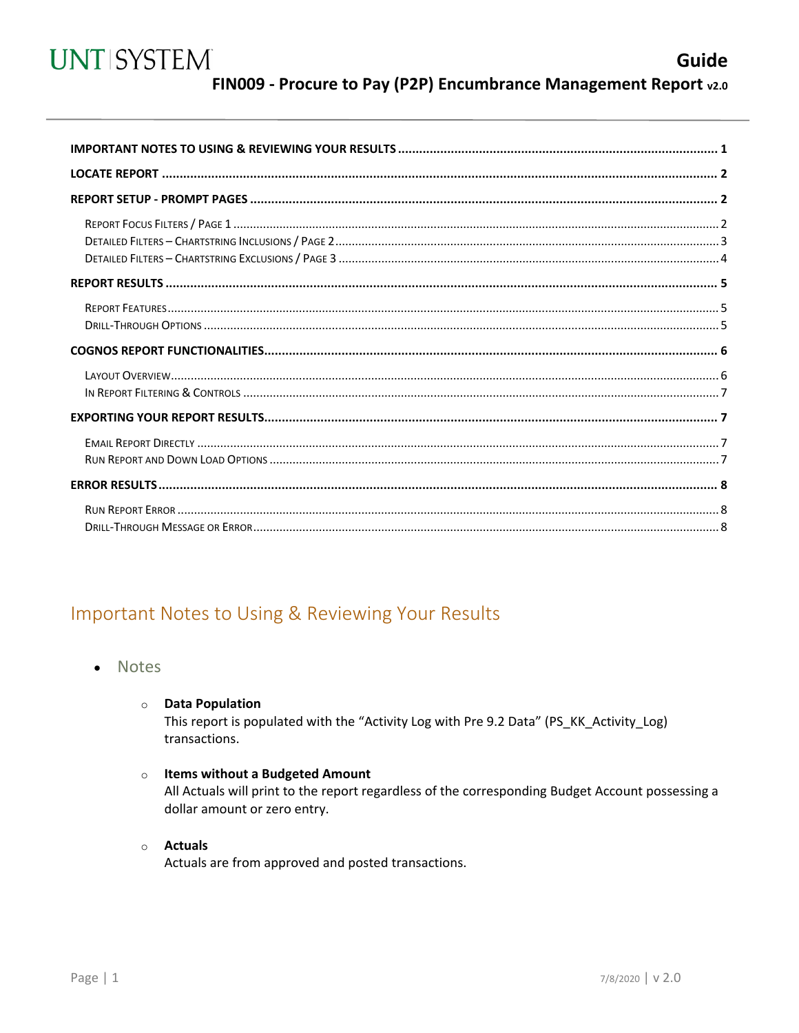# FIN009 - Procure to Pay (P2P) Encumbrance Management Report v2.0

**Guide**

- **IMPORTANT NOTES TO USING & REVIEWING YOUR RESULTS** .......... 1
- **LOCATE REPORT** .......... 2
- **REPORT SETUP - PROMPT PAGES** .......... 2
  - Report Focus Filters / Page 1 .......... 2
  - Detailed Filters – Chartstring Inclusions / Page 2 .......... 3
  - Detailed Filters – Chartstring Exclusions / Page 3 .......... 4
- **REPORT RESULTS** .......... 5
  - Report Features .......... 5
  - Drill-Through Options .......... 5
- **COGNOS REPORT FUNCTIONALITIES** .......... 6
  - Layout Overview .......... 6
  - In Report Filtering & Controls .......... 7
- **EXPORTING YOUR REPORT RESULTS** .......... 7
  - Email Report Directly .......... 7
  - Run Report and Down Load Options .......... 7
- **ERROR RESULTS** .......... 8
  - Run Report Error .......... 8
  - Drill-Through Message or Error .......... 8

## Important Notes to Using & Reviewing Your Results

- Notes
  - **Data Population**
    This report is populated with the "Activity Log with Pre 9.2 Data" (PS_KK_Activity_Log) transactions.
  - **Items without a Budgeted Amount**
    All Actuals will print to the report regardless of the corresponding Budget Account possessing a dollar amount or zero entry.
  - **Actuals**
    Actuals are from approved and posted transactions.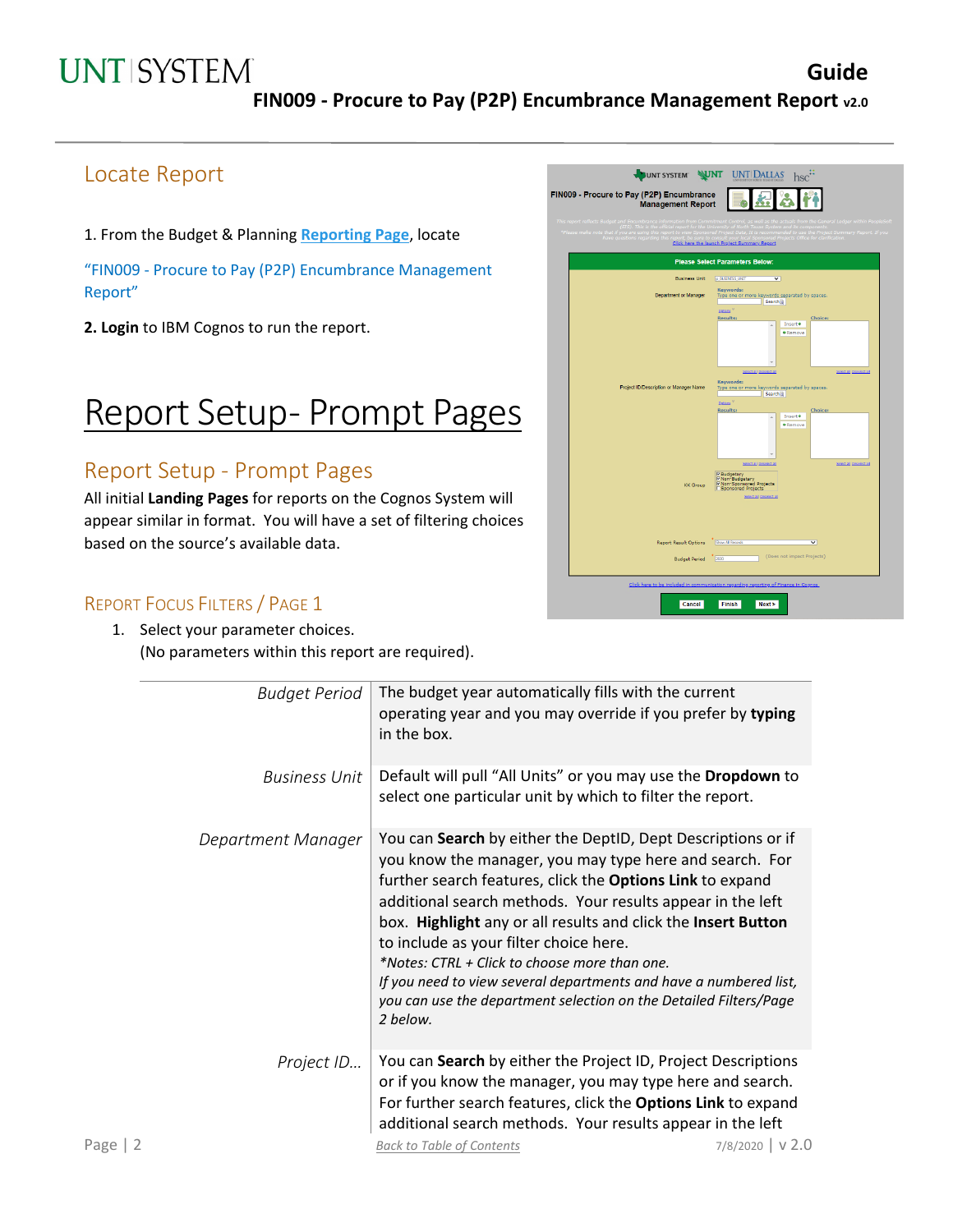## Locate Report

1. From the Budget & Planning **Reporting Page**, locate

"FIN009 - Procure to Pay (P2P) Encumbrance Management Report"

**2. Login** to IBM Cognos to run the report.

# Report Setup- Prompt Pages

## Report Setup - Prompt Pages

All initial **Landing Pages** for reports on the Cognos System will appear similar in format. You will have a set of filtering choices based on the source's available data.

### Report Focus Filters / Page 1

1. Select your parameter choices.
   (No parameters within this report are required).

| | |
|---|---|
| *Budget Period* | The budget year automatically fills with the current operating year and you may override if you prefer by **typing** in the box. |
| *Business Unit* | Default will pull "All Units" or you may use the **Dropdown** to select one particular unit by which to filter the report. |
| *Department Manager* | You can **Search** by either the DeptID, Dept Descriptions or if you know the manager, you may type here and search. For further search features, click the **Options Link** to expand additional search methods. Your results appear in the left box. **Highlight** any or all results and click the **Insert Button** to include as your filter choice here. *\*Notes: CTRL + Click to choose more than one. If you need to view several departments and have a numbered list, you can use the department selection on the Detailed Filters/Page 2 below.* |
| *Project ID…* | You can **Search** by either the Project ID, Project Descriptions or if you know the manager, you may type here and search. For further search features, click the **Options Link** to expand additional search methods. Your results appear in the left |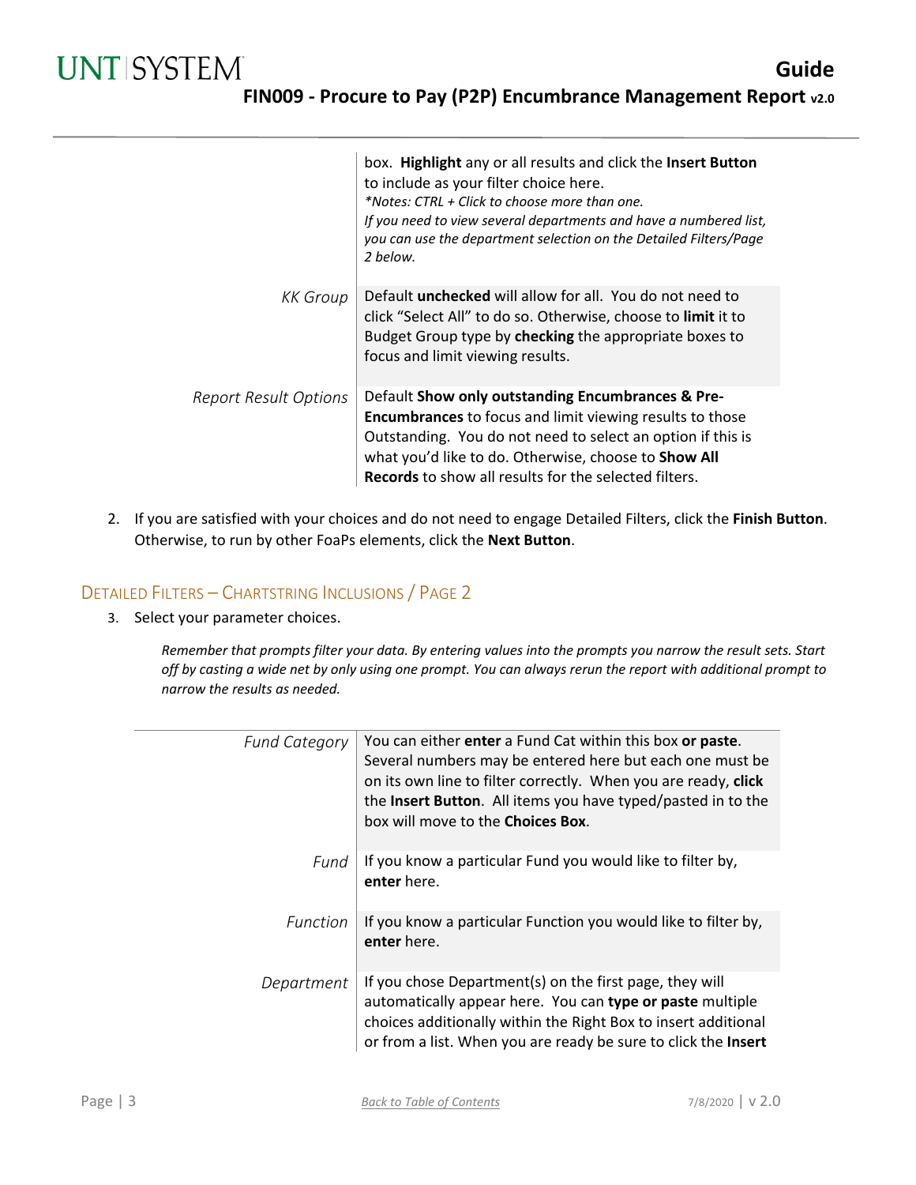| | |
|---|---|
| | box. **Highlight** any or all results and click the **Insert Button** to include as your filter choice here.<br>*\*Notes: CTRL + Click to choose more than one.*<br>*If you need to view several departments and have a numbered list, you can use the department selection on the Detailed Filters/Page 2 below.* |
| *KK Group* | Default **unchecked** will allow for all. You do not need to click "Select All" to do so. Otherwise, choose to **limit** it to Budget Group type by **checking** the appropriate boxes to focus and limit viewing results. |
| *Report Result Options* | Default **Show only outstanding Encumbrances & Pre-Encumbrances** to focus and limit viewing results to those Outstanding. You do not need to select an option if this is what you'd like to do. Otherwise, choose to **Show All Records** to show all results for the selected filters. |

2. If you are satisfied with your choices and do not need to engage Detailed Filters, click the **Finish Button**. Otherwise, to run by other FoaPs elements, click the **Next Button**.

## Detailed Filters – Chartstring Inclusions / Page 2

3. Select your parameter choices.

*Remember that prompts filter your data. By entering values into the prompts you narrow the result sets. Start off by casting a wide net by only using one prompt. You can always rerun the report with additional prompt to narrow the results as needed.*

| | |
|---|---|
| *Fund Category* | You can either **enter** a Fund Cat within this box **or paste**. Several numbers may be entered here but each one must be on its own line to filter correctly. When you are ready, **click** the **Insert Button**. All items you have typed/pasted in to the box will move to the **Choices Box**. |
| *Fund* | If you know a particular Fund you would like to filter by, **enter** here. |
| *Function* | If you know a particular Function you would like to filter by, **enter** here. |
| *Department* | If you chose Department(s) on the first page, they will automatically appear here. You can **type or paste** multiple choices additionally within the Right Box to insert additional or from a list. When you are ready be sure to click the **Insert** |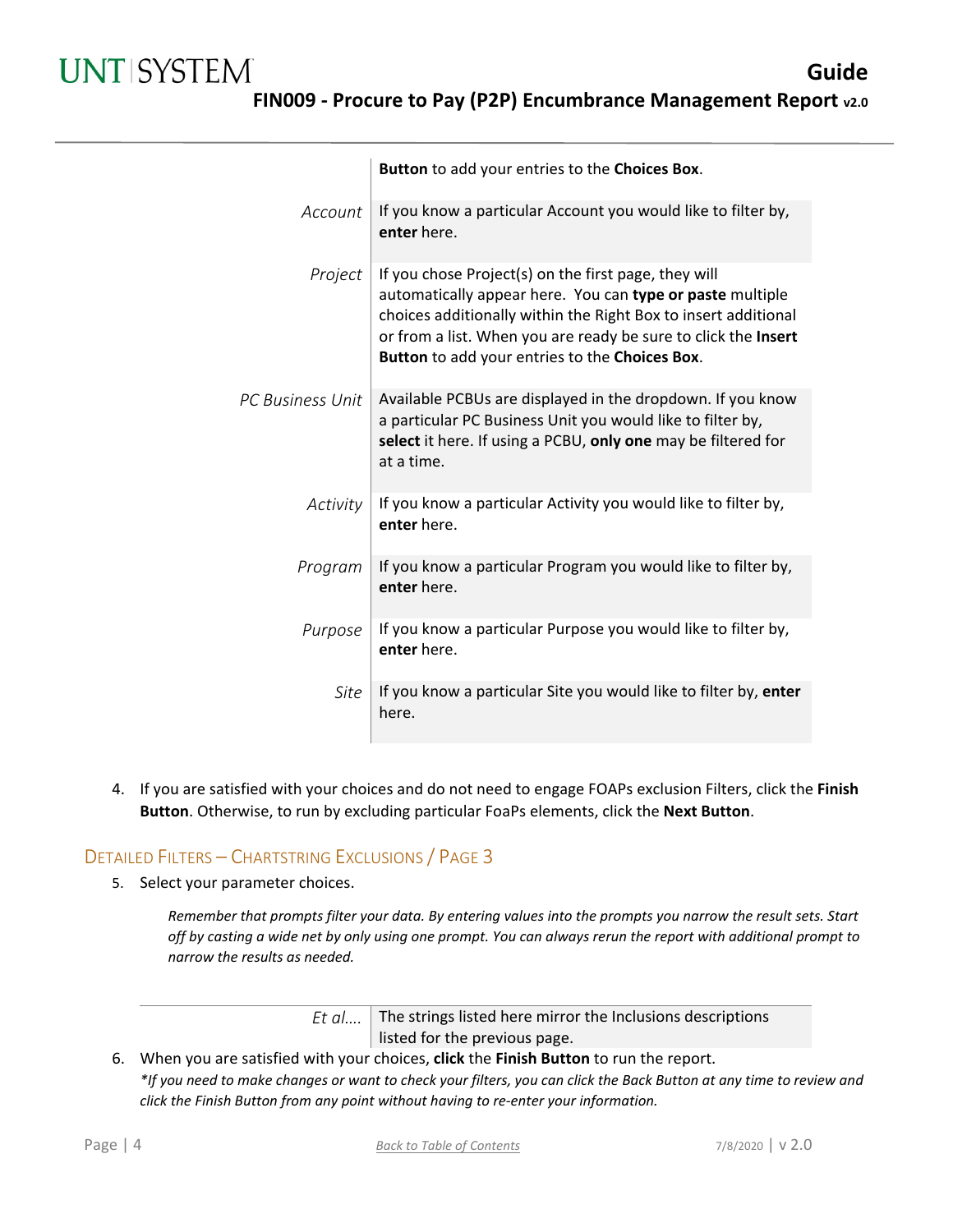| | |
|---|---|
| | **Button** to add your entries to the **Choices Box**. |
| *Account* | If you know a particular Account you would like to filter by, **enter** here. |
| *Project* | If you chose Project(s) on the first page, they will automatically appear here. You can **type or paste** multiple choices additionally within the Right Box to insert additional or from a list. When you are ready be sure to click the **Insert Button** to add your entries to the **Choices Box**. |
| *PC Business Unit* | Available PCBUs are displayed in the dropdown. If you know a particular PC Business Unit you would like to filter by, **select** it here. If using a PCBU, **only one** may be filtered for at a time. |
| *Activity* | If you know a particular Activity you would like to filter by, **enter** here. |
| *Program* | If you know a particular Program you would like to filter by, **enter** here. |
| *Purpose* | If you know a particular Purpose you would like to filter by, **enter** here. |
| *Site* | If you know a particular Site you would like to filter by, **enter** here. |

4. If you are satisfied with your choices and do not need to engage FOAPs exclusion Filters, click the **Finish Button**. Otherwise, to run by excluding particular FoaPs elements, click the **Next Button**.

## Detailed Filters – Chartstring Exclusions / Page 3

5. Select your parameter choices.

   *Remember that prompts filter your data. By entering values into the prompts you narrow the result sets. Start off by casting a wide net by only using one prompt. You can always rerun the report with additional prompt to narrow the results as needed.*

| | |
|---|---|
| *Et al….* | The strings listed here mirror the Inclusions descriptions listed for the previous page. |

6. When you are satisfied with your choices, **click** the **Finish Button** to run the report.
   *\*If you need to make changes or want to check your filters, you can click the Back Button at any time to review and click the Finish Button from any point without having to re-enter your information.*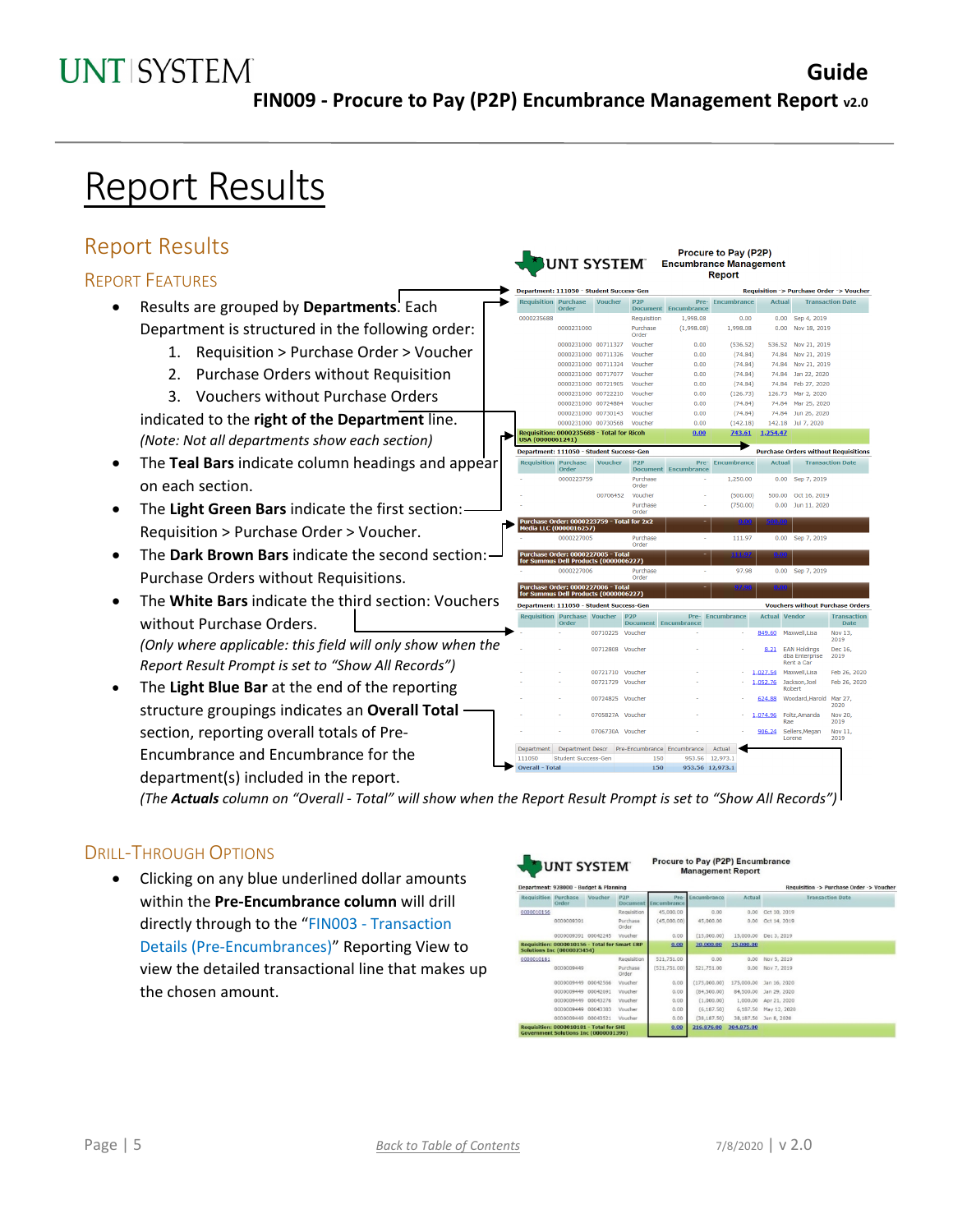# Report Results

## Report Results

### Report Features

- Results are grouped by **Departments**. Each Department is structured in the following order:
  1. Requisition > Purchase Order > Voucher
  2. Purchase Orders without Requisition
  3. Vouchers without Purchase Orders

  indicated to the **right of the Department** line.
  *(Note: Not all departments show each section)*
- The **Teal Bars** indicate column headings and appear on each section.
- The **Light Green Bars** indicate the first section: Requisition > Purchase Order > Voucher.
- The **Dark Brown Bars** indicate the second section: Purchase Orders without Requisitions.
- The **White Bars** indicate the third section: Vouchers without Purchase Orders.
  *(Only where applicable: this field will only show when the Report Result Prompt is set to "Show All Records")*
- The **Light Blue Bar** at the end of the reporting structure groupings indicates an **Overall Total** section, reporting overall totals of Pre-Encumbrance and Encumbrance for the department(s) included in the report.

*(The **Actuals** column on "Overall - Total" will show when the Report Result Prompt is set to "Show All Records")*

### Drill-Through Options

- Clicking on any blue underlined dollar amounts within the **Pre-Encumbrance column** will drill directly through to the "FIN003 - Transaction Details (Pre-Encumbrances)" Reporting View to view the detailed transactional line that makes up the chosen amount.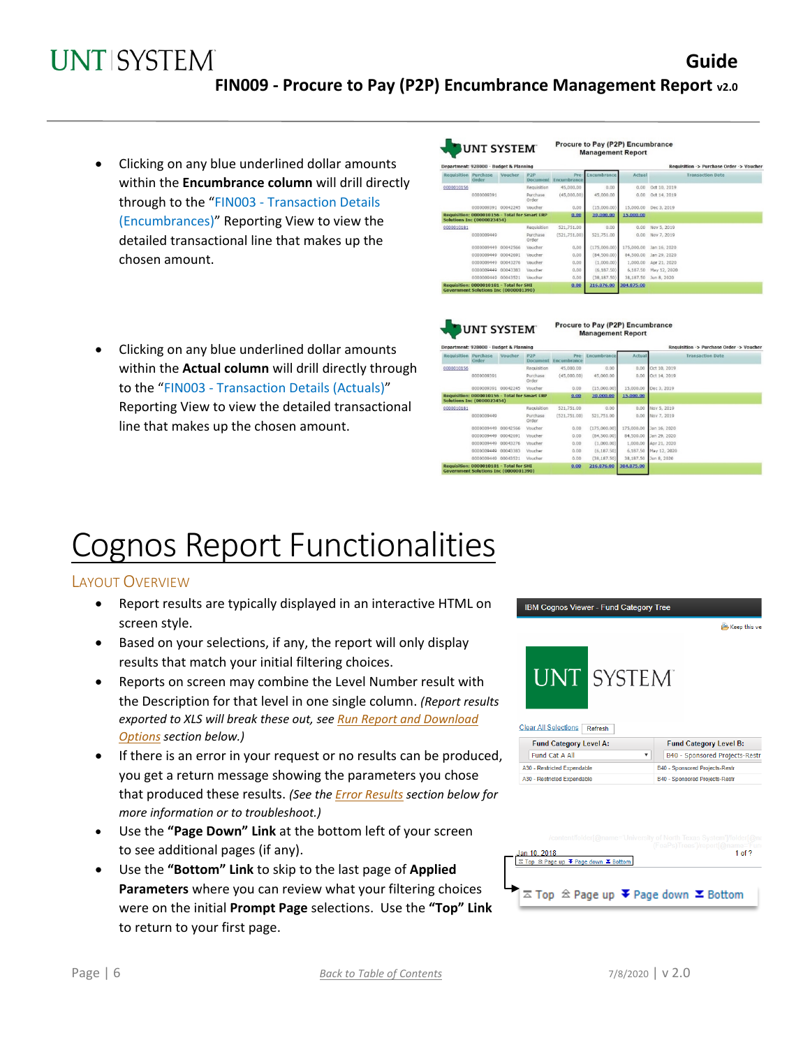- Clicking on any blue underlined dollar amounts within the **Encumbrance column** will drill directly through to the "FIN003 - Transaction Details (Encumbrances)" Reporting View to view the detailed transactional line that makes up the chosen amount.

- Clicking on any blue underlined dollar amounts within the **Actual column** will drill directly through to the "FIN003 - Transaction Details (Actuals)" Reporting View to view the detailed transactional line that makes up the chosen amount.

# Cognos Report Functionalities

## Layout Overview

- Report results are typically displayed in an interactive HTML on screen style.
- Based on your selections, if any, the report will only display results that match your initial filtering choices.
- Reports on screen may combine the Level Number result with the Description for that level in one single column. *(Report results exported to XLS will break these out, see Run Report and Download Options section below.)*
- If there is an error in your request or no results can be produced, you get a return message showing the parameters you chose that produced these results. *(See the Error Results section below for more information or to troubleshoot.)*
- Use the **"Page Down" Link** at the bottom left of your screen to see additional pages (if any).
- Use the **"Bottom" Link** to skip to the last page of **Applied Parameters** where you can review what your filtering choices were on the initial **Prompt Page** selections. Use the **"Top" Link** to return to your first page.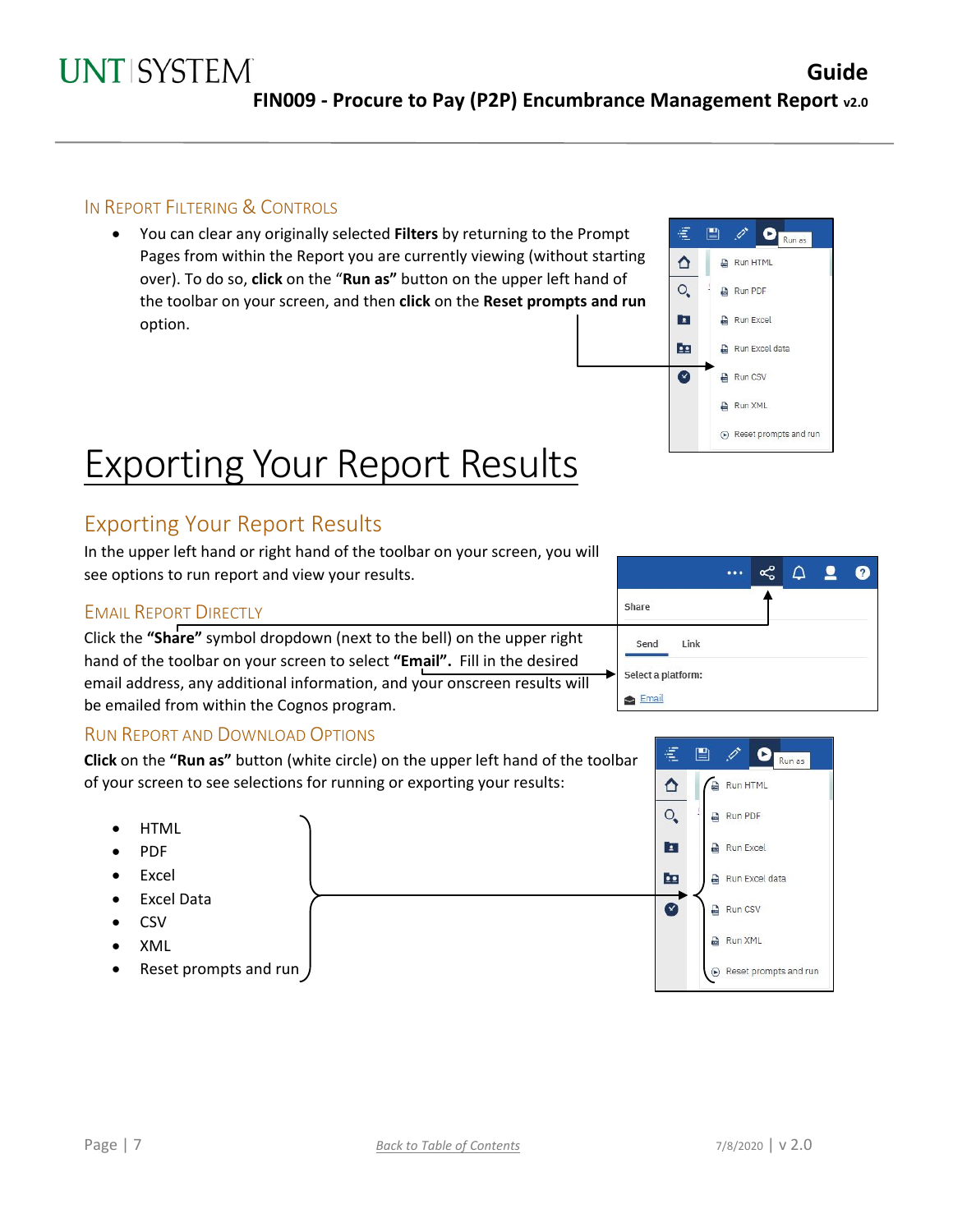### In Report Filtering & Controls

- You can clear any originally selected **Filters** by returning to the Prompt Pages from within the Report you are currently viewing (without starting over). To do so, **click** on the "**Run as"** button on the upper left hand of the toolbar on your screen, and then **click** on the **Reset prompts and run** option.

# Exporting Your Report Results

## Exporting Your Report Results

In the upper left hand or right hand of the toolbar on your screen, you will see options to run report and view your results.

### Email Report Directly

Click the **"Share"** symbol dropdown (next to the bell) on the upper right hand of the toolbar on your screen to select **"Email".** Fill in the desired email address, any additional information, and your onscreen results will be emailed from within the Cognos program.

### Run Report and Download Options

**Click** on the **"Run as"** button (white circle) on the upper left hand of the toolbar of your screen to see selections for running or exporting your results:

- HTML
- PDF
- Excel
- Excel Data
- CSV
- XML
- Reset prompts and run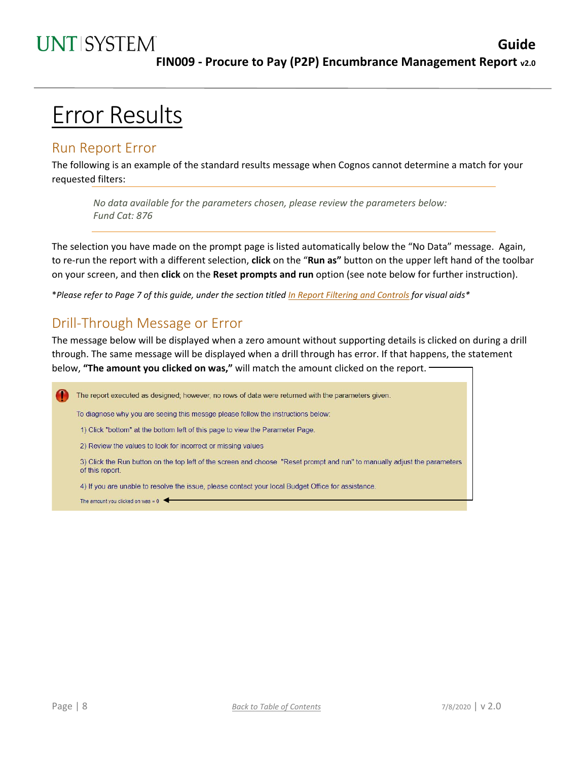# Error Results

## Run Report Error

The following is an example of the standard results message when Cognos cannot determine a match for your requested filters:

> *No data available for the parameters chosen, please review the parameters below:*
> *Fund Cat: 876*

The selection you have made on the prompt page is listed automatically below the "No Data" message. Again, to re-run the report with a different selection, **click** on the "**Run as"** button on the upper left hand of the toolbar on your screen, and then **click** on the **Reset prompts and run** option (see note below for further instruction).

\**Please refer to Page 7 of this guide, under the section titled In Report Filtering and Controls for visual aids*\*

## Drill-Through Message or Error

The message below will be displayed when a zero amount without supporting details is clicked on during a drill through. The same message will be displayed when a drill through has error. If that happens, the statement below, **"The amount you clicked on was,"** will match the amount clicked on the report.

The report executed as designed; however, no rows of data were returned with the parameters given.

To diagnose why you are seeing this messge please follow the instructions below:

1) Click "bottom" at the bottom left of this page to view the Parameter Page.

2) Review the values to look for incorrect or missing values

3) Click the Run button on the top left of the screen and choose "Reset prompt and run" to manually adjust the parameters of this report.

4) If you are unable to resolve the issue, please contact your local Budget Office for assistance.

The amount you clicked on was = 0